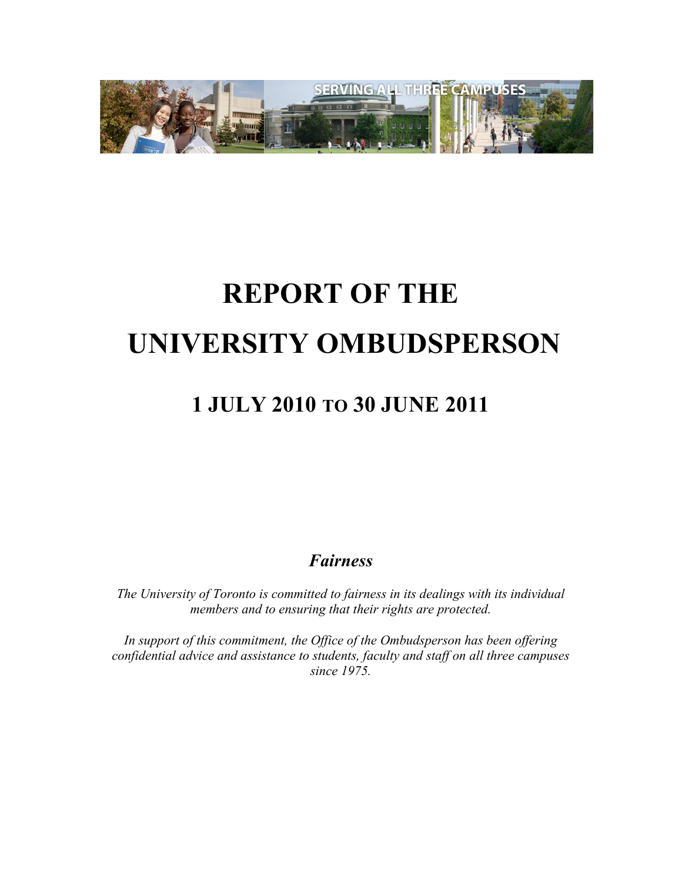SERVING ALL THREE CAMPUSES

# REPORT OF THE UNIVERSITY OMBUDSPERSON

## 1 JULY 2010 TO 30 JUNE 2011

***Fairness***

*The University of Toronto is committed to fairness in its dealings with its individual members and to ensuring that their rights are protected.*

*In support of this commitment, the Office of the Ombudsperson has been offering confidential advice and assistance to students, faculty and staff on all three campuses since 1975.*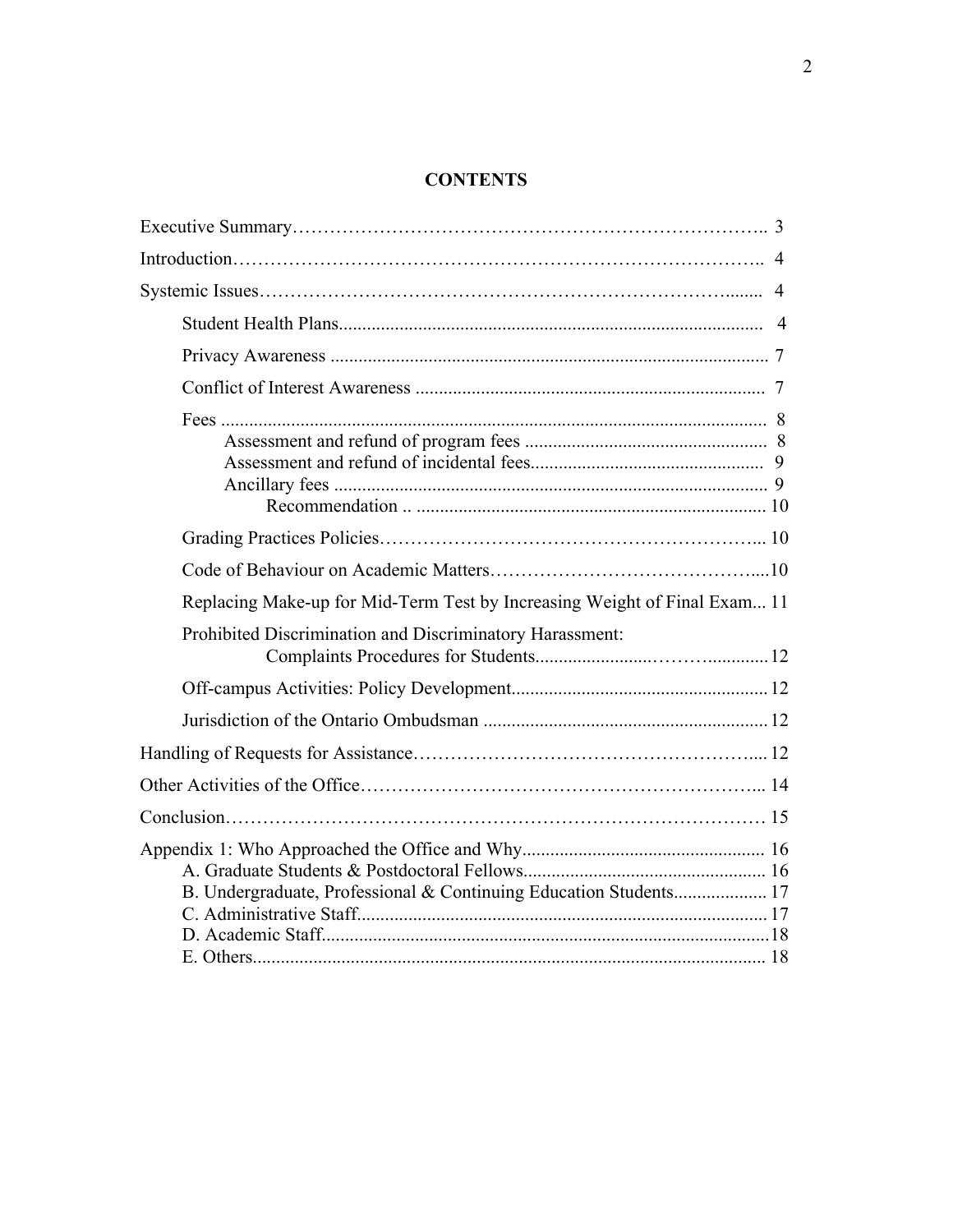# CONTENTS

| | |
|---|---|
| Executive Summary | 3 |
| Introduction | 4 |
| Systemic Issues | 4 |
| &nbsp;&nbsp;&nbsp;&nbsp;Student Health Plans | 4 |
| &nbsp;&nbsp;&nbsp;&nbsp;Privacy Awareness | 7 |
| &nbsp;&nbsp;&nbsp;&nbsp;Conflict of Interest Awareness | 7 |
| &nbsp;&nbsp;&nbsp;&nbsp;Fees | 8 |
| &nbsp;&nbsp;&nbsp;&nbsp;&nbsp;&nbsp;&nbsp;&nbsp;Assessment and refund of program fees | 8 |
| &nbsp;&nbsp;&nbsp;&nbsp;&nbsp;&nbsp;&nbsp;&nbsp;Assessment and refund of incidental fees | 9 |
| &nbsp;&nbsp;&nbsp;&nbsp;&nbsp;&nbsp;&nbsp;&nbsp;Ancillary fees | 9 |
| &nbsp;&nbsp;&nbsp;&nbsp;&nbsp;&nbsp;&nbsp;&nbsp;&nbsp;&nbsp;&nbsp;&nbsp;Recommendation | 10 |
| &nbsp;&nbsp;&nbsp;&nbsp;Grading Practices Policies | 10 |
| &nbsp;&nbsp;&nbsp;&nbsp;Code of Behaviour on Academic Matters | 10 |
| &nbsp;&nbsp;&nbsp;&nbsp;Replacing Make-up for Mid-Term Test by Increasing Weight of Final Exam | 11 |
| &nbsp;&nbsp;&nbsp;&nbsp;Prohibited Discrimination and Discriminatory Harassment: Complaints Procedures for Students | 12 |
| &nbsp;&nbsp;&nbsp;&nbsp;Off-campus Activities: Policy Development | 12 |
| &nbsp;&nbsp;&nbsp;&nbsp;Jurisdiction of the Ontario Ombudsman | 12 |
| Handling of Requests for Assistance | 12 |
| Other Activities of the Office | 14 |
| Conclusion | 15 |
| Appendix 1: Who Approached the Office and Why | 16 |
| &nbsp;&nbsp;&nbsp;&nbsp;A. Graduate Students & Postdoctoral Fellows | 16 |
| &nbsp;&nbsp;&nbsp;&nbsp;B. Undergraduate, Professional & Continuing Education Students | 17 |
| &nbsp;&nbsp;&nbsp;&nbsp;C. Administrative Staff | 17 |
| &nbsp;&nbsp;&nbsp;&nbsp;D. Academic Staff | 18 |
| &nbsp;&nbsp;&nbsp;&nbsp;E. Others | 18 |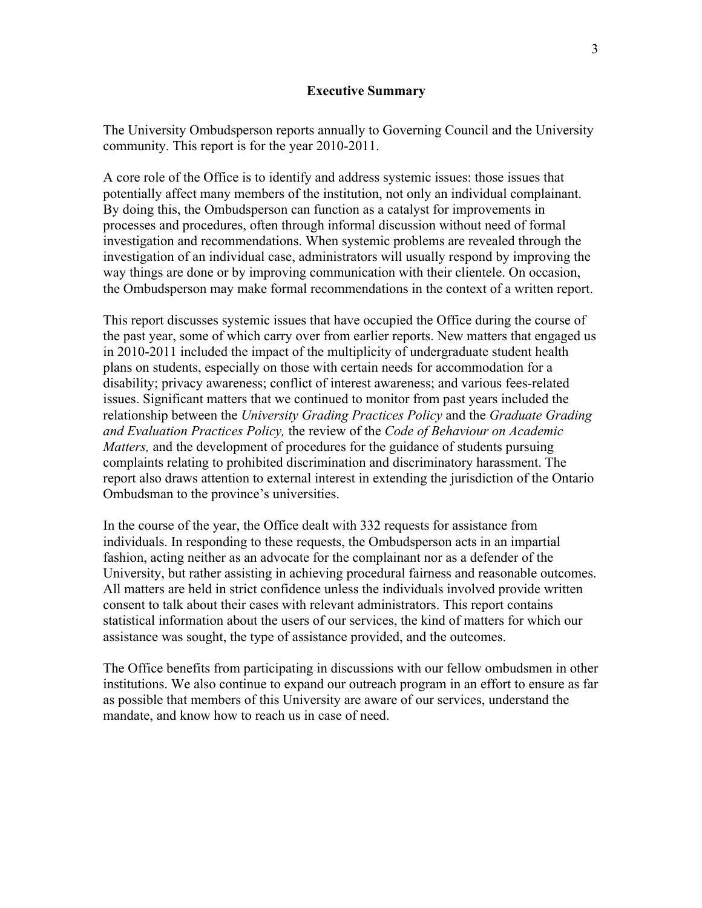## Executive Summary

The University Ombudsperson reports annually to Governing Council and the University community. This report is for the year 2010-2011.

A core role of the Office is to identify and address systemic issues: those issues that potentially affect many members of the institution, not only an individual complainant. By doing this, the Ombudsperson can function as a catalyst for improvements in processes and procedures, often through informal discussion without need of formal investigation and recommendations. When systemic problems are revealed through the investigation of an individual case, administrators will usually respond by improving the way things are done or by improving communication with their clientele. On occasion, the Ombudsperson may make formal recommendations in the context of a written report.

This report discusses systemic issues that have occupied the Office during the course of the past year, some of which carry over from earlier reports. New matters that engaged us in 2010-2011 included the impact of the multiplicity of undergraduate student health plans on students, especially on those with certain needs for accommodation for a disability; privacy awareness; conflict of interest awareness; and various fees-related issues. Significant matters that we continued to monitor from past years included the relationship between the *University Grading Practices Policy* and the *Graduate Grading and Evaluation Practices Policy,* the review of the *Code of Behaviour on Academic Matters,* and the development of procedures for the guidance of students pursuing complaints relating to prohibited discrimination and discriminatory harassment. The report also draws attention to external interest in extending the jurisdiction of the Ontario Ombudsman to the province's universities.

In the course of the year, the Office dealt with 332 requests for assistance from individuals. In responding to these requests, the Ombudsperson acts in an impartial fashion, acting neither as an advocate for the complainant nor as a defender of the University, but rather assisting in achieving procedural fairness and reasonable outcomes. All matters are held in strict confidence unless the individuals involved provide written consent to talk about their cases with relevant administrators. This report contains statistical information about the users of our services, the kind of matters for which our assistance was sought, the type of assistance provided, and the outcomes.

The Office benefits from participating in discussions with our fellow ombudsmen in other institutions. We also continue to expand our outreach program in an effort to ensure as far as possible that members of this University are aware of our services, understand the mandate, and know how to reach us in case of need.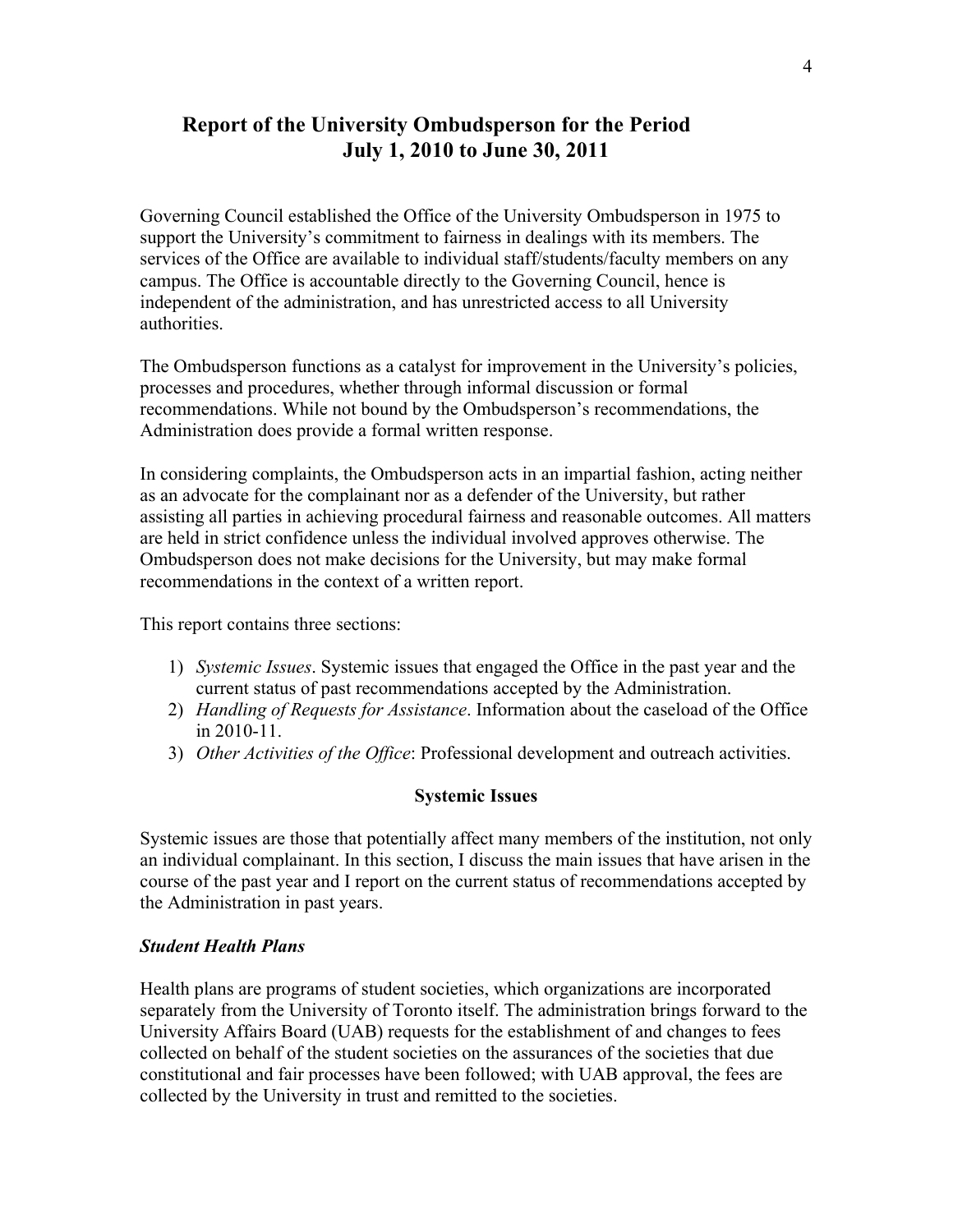# Report of the University Ombudsperson for the Period July 1, 2010 to June 30, 2011

Governing Council established the Office of the University Ombudsperson in 1975 to support the University's commitment to fairness in dealings with its members. The services of the Office are available to individual staff/students/faculty members on any campus. The Office is accountable directly to the Governing Council, hence is independent of the administration, and has unrestricted access to all University authorities.

The Ombudsperson functions as a catalyst for improvement in the University's policies, processes and procedures, whether through informal discussion or formal recommendations. While not bound by the Ombudsperson's recommendations, the Administration does provide a formal written response.

In considering complaints, the Ombudsperson acts in an impartial fashion, acting neither as an advocate for the complainant nor as a defender of the University, but rather assisting all parties in achieving procedural fairness and reasonable outcomes. All matters are held in strict confidence unless the individual involved approves otherwise. The Ombudsperson does not make decisions for the University, but may make formal recommendations in the context of a written report.

This report contains three sections:

1) *Systemic Issues*. Systemic issues that engaged the Office in the past year and the current status of past recommendations accepted by the Administration.
2) *Handling of Requests for Assistance*. Information about the caseload of the Office in 2010-11.
3) *Other Activities of the Office*: Professional development and outreach activities.

## Systemic Issues

Systemic issues are those that potentially affect many members of the institution, not only an individual complainant. In this section, I discuss the main issues that have arisen in the course of the past year and I report on the current status of recommendations accepted by the Administration in past years.

### *Student Health Plans*

Health plans are programs of student societies, which organizations are incorporated separately from the University of Toronto itself. The administration brings forward to the University Affairs Board (UAB) requests for the establishment of and changes to fees collected on behalf of the student societies on the assurances of the societies that due constitutional and fair processes have been followed; with UAB approval, the fees are collected by the University in trust and remitted to the societies.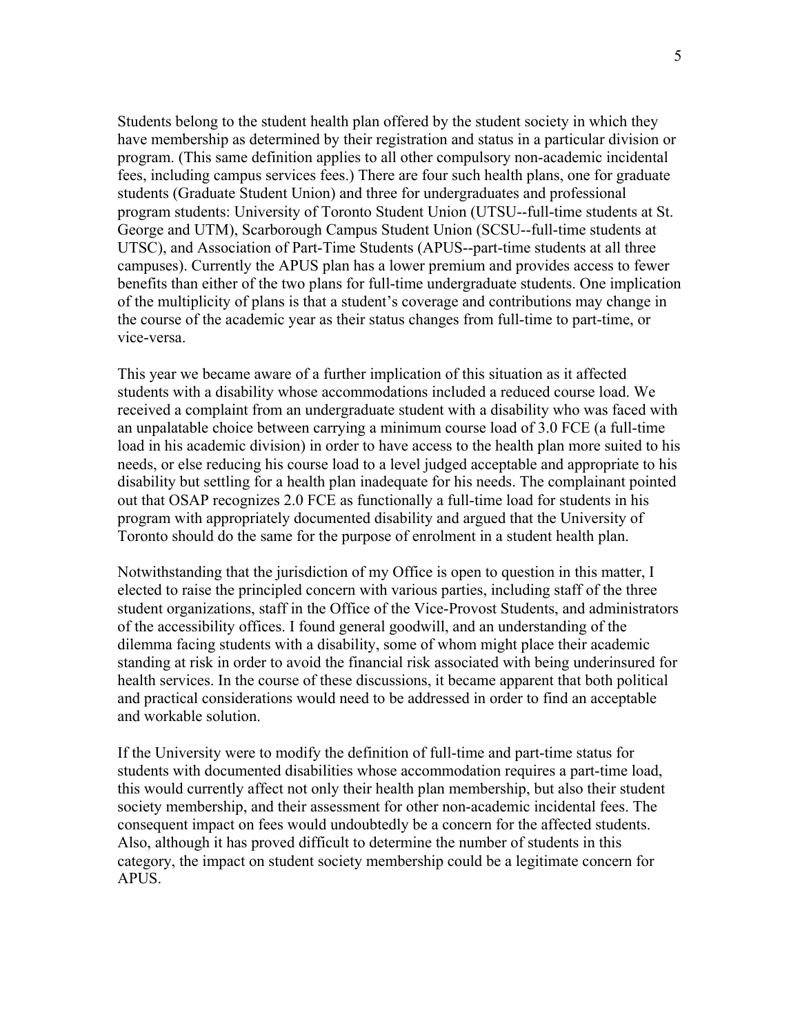Students belong to the student health plan offered by the student society in which they have membership as determined by their registration and status in a particular division or program. (This same definition applies to all other compulsory non-academic incidental fees, including campus services fees.) There are four such health plans, one for graduate students (Graduate Student Union) and three for undergraduates and professional program students: University of Toronto Student Union (UTSU--full-time students at St. George and UTM), Scarborough Campus Student Union (SCSU--full-time students at UTSC), and Association of Part-Time Students (APUS--part-time students at all three campuses). Currently the APUS plan has a lower premium and provides access to fewer benefits than either of the two plans for full-time undergraduate students. One implication of the multiplicity of plans is that a student's coverage and contributions may change in the course of the academic year as their status changes from full-time to part-time, or vice-versa.

This year we became aware of a further implication of this situation as it affected students with a disability whose accommodations included a reduced course load. We received a complaint from an undergraduate student with a disability who was faced with an unpalatable choice between carrying a minimum course load of 3.0 FCE (a full-time load in his academic division) in order to have access to the health plan more suited to his needs, or else reducing his course load to a level judged acceptable and appropriate to his disability but settling for a health plan inadequate for his needs. The complainant pointed out that OSAP recognizes 2.0 FCE as functionally a full-time load for students in his program with appropriately documented disability and argued that the University of Toronto should do the same for the purpose of enrolment in a student health plan.

Notwithstanding that the jurisdiction of my Office is open to question in this matter, I elected to raise the principled concern with various parties, including staff of the three student organizations, staff in the Office of the Vice-Provost Students, and administrators of the accessibility offices. I found general goodwill, and an understanding of the dilemma facing students with a disability, some of whom might place their academic standing at risk in order to avoid the financial risk associated with being underinsured for health services. In the course of these discussions, it became apparent that both political and practical considerations would need to be addressed in order to find an acceptable and workable solution.

If the University were to modify the definition of full-time and part-time status for students with documented disabilities whose accommodation requires a part-time load, this would currently affect not only their health plan membership, but also their student society membership, and their assessment for other non-academic incidental fees. The consequent impact on fees would undoubtedly be a concern for the affected students. Also, although it has proved difficult to determine the number of students in this category, the impact on student society membership could be a legitimate concern for APUS.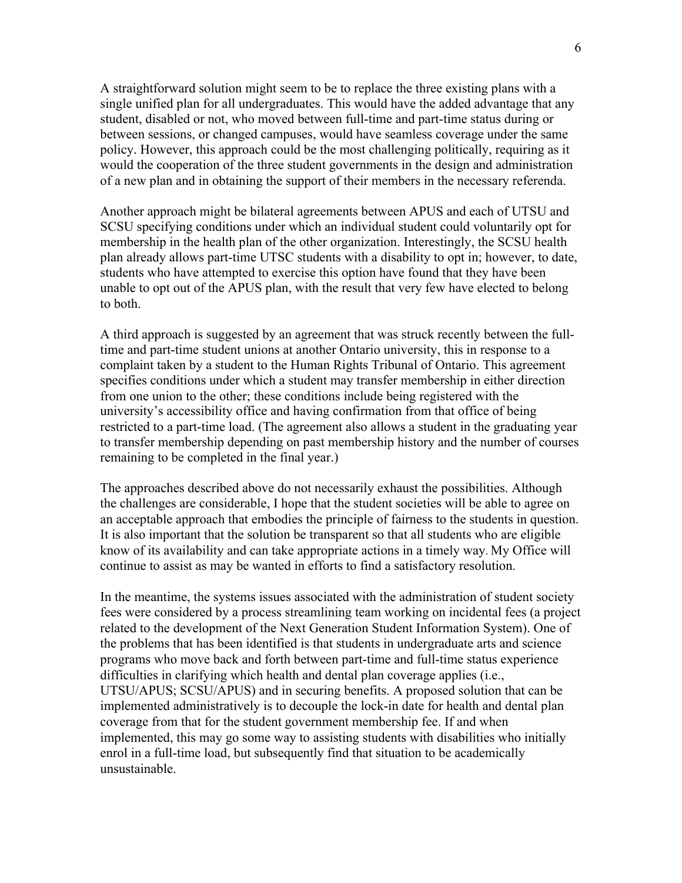A straightforward solution might seem to be to replace the three existing plans with a single unified plan for all undergraduates. This would have the added advantage that any student, disabled or not, who moved between full-time and part-time status during or between sessions, or changed campuses, would have seamless coverage under the same policy. However, this approach could be the most challenging politically, requiring as it would the cooperation of the three student governments in the design and administration of a new plan and in obtaining the support of their members in the necessary referenda.

Another approach might be bilateral agreements between APUS and each of UTSU and SCSU specifying conditions under which an individual student could voluntarily opt for membership in the health plan of the other organization. Interestingly, the SCSU health plan already allows part-time UTSC students with a disability to opt in; however, to date, students who have attempted to exercise this option have found that they have been unable to opt out of the APUS plan, with the result that very few have elected to belong to both.

A third approach is suggested by an agreement that was struck recently between the full-time and part-time student unions at another Ontario university, this in response to a complaint taken by a student to the Human Rights Tribunal of Ontario. This agreement specifies conditions under which a student may transfer membership in either direction from one union to the other; these conditions include being registered with the university's accessibility office and having confirmation from that office of being restricted to a part-time load. (The agreement also allows a student in the graduating year to transfer membership depending on past membership history and the number of courses remaining to be completed in the final year.)

The approaches described above do not necessarily exhaust the possibilities. Although the challenges are considerable, I hope that the student societies will be able to agree on an acceptable approach that embodies the principle of fairness to the students in question. It is also important that the solution be transparent so that all students who are eligible know of its availability and can take appropriate actions in a timely way. My Office will continue to assist as may be wanted in efforts to find a satisfactory resolution.

In the meantime, the systems issues associated with the administration of student society fees were considered by a process streamlining team working on incidental fees (a project related to the development of the Next Generation Student Information System). One of the problems that has been identified is that students in undergraduate arts and science programs who move back and forth between part-time and full-time status experience difficulties in clarifying which health and dental plan coverage applies (i.e., UTSU/APUS; SCSU/APUS) and in securing benefits. A proposed solution that can be implemented administratively is to decouple the lock-in date for health and dental plan coverage from that for the student government membership fee. If and when implemented, this may go some way to assisting students with disabilities who initially enrol in a full-time load, but subsequently find that situation to be academically unsustainable.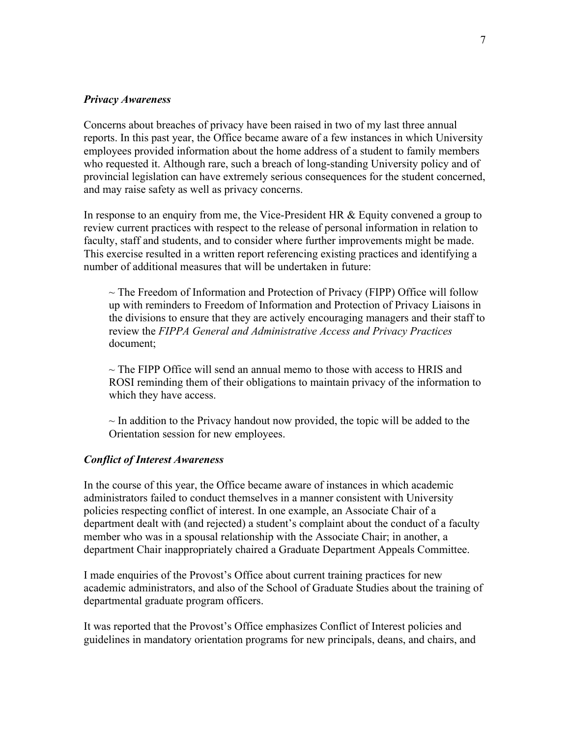### *Privacy Awareness*

Concerns about breaches of privacy have been raised in two of my last three annual reports. In this past year, the Office became aware of a few instances in which University employees provided information about the home address of a student to family members who requested it. Although rare, such a breach of long-standing University policy and of provincial legislation can have extremely serious consequences for the student concerned, and may raise safety as well as privacy concerns.

In response to an enquiry from me, the Vice-President HR & Equity convened a group to review current practices with respect to the release of personal information in relation to faculty, staff and students, and to consider where further improvements might be made. This exercise resulted in a written report referencing existing practices and identifying a number of additional measures that will be undertaken in future:

> ~ The Freedom of Information and Protection of Privacy (FIPP) Office will follow up with reminders to Freedom of Information and Protection of Privacy Liaisons in the divisions to ensure that they are actively encouraging managers and their staff to review the *FIPPA General and Administrative Access and Privacy Practices* document;
>
> ~ The FIPP Office will send an annual memo to those with access to HRIS and ROSI reminding them of their obligations to maintain privacy of the information to which they have access.
>
> ~ In addition to the Privacy handout now provided, the topic will be added to the Orientation session for new employees.

### *Conflict of Interest Awareness*

In the course of this year, the Office became aware of instances in which academic administrators failed to conduct themselves in a manner consistent with University policies respecting conflict of interest. In one example, an Associate Chair of a department dealt with (and rejected) a student's complaint about the conduct of a faculty member who was in a spousal relationship with the Associate Chair; in another, a department Chair inappropriately chaired a Graduate Department Appeals Committee.

I made enquiries of the Provost's Office about current training practices for new academic administrators, and also of the School of Graduate Studies about the training of departmental graduate program officers.

It was reported that the Provost's Office emphasizes Conflict of Interest policies and guidelines in mandatory orientation programs for new principals, deans, and chairs, and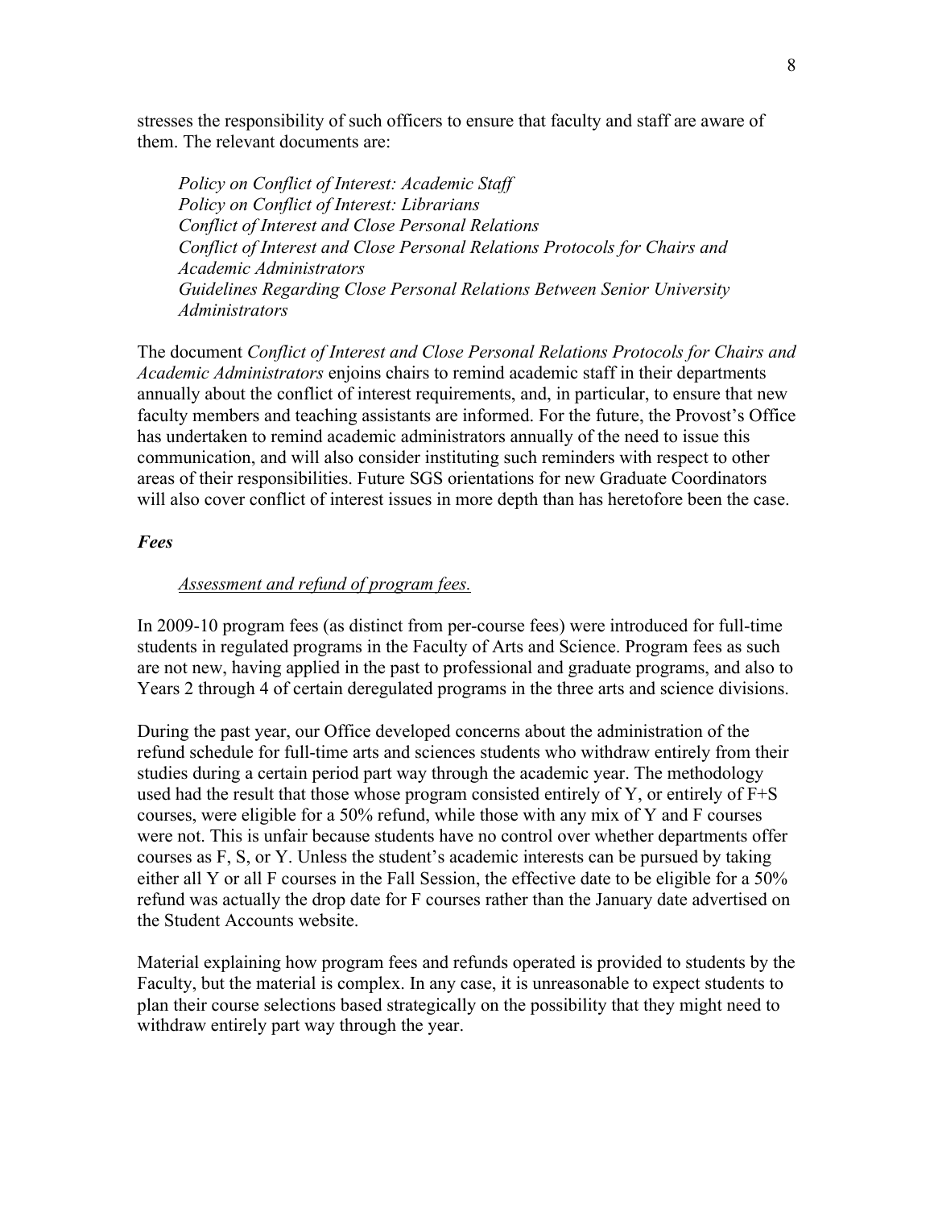stresses the responsibility of such officers to ensure that faculty and staff are aware of them. The relevant documents are:

> *Policy on Conflict of Interest: Academic Staff*
> *Policy on Conflict of Interest: Librarians*
> *Conflict of Interest and Close Personal Relations*
> *Conflict of Interest and Close Personal Relations Protocols for Chairs and Academic Administrators*
> *Guidelines Regarding Close Personal Relations Between Senior University Administrators*

The document *Conflict of Interest and Close Personal Relations Protocols for Chairs and Academic Administrators* enjoins chairs to remind academic staff in their departments annually about the conflict of interest requirements, and, in particular, to ensure that new faculty members and teaching assistants are informed. For the future, the Provost's Office has undertaken to remind academic administrators annually of the need to issue this communication, and will also consider instituting such reminders with respect to other areas of their responsibilities. Future SGS orientations for new Graduate Coordinators will also cover conflict of interest issues in more depth than has heretofore been the case.

### *Fees*

*Assessment and refund of program fees.*

In 2009-10 program fees (as distinct from per-course fees) were introduced for full-time students in regulated programs in the Faculty of Arts and Science. Program fees as such are not new, having applied in the past to professional and graduate programs, and also to Years 2 through 4 of certain deregulated programs in the three arts and science divisions.

During the past year, our Office developed concerns about the administration of the refund schedule for full-time arts and sciences students who withdraw entirely from their studies during a certain period part way through the academic year. The methodology used had the result that those whose program consisted entirely of Y, or entirely of F+S courses, were eligible for a 50% refund, while those with any mix of Y and F courses were not. This is unfair because students have no control over whether departments offer courses as F, S, or Y. Unless the student's academic interests can be pursued by taking either all Y or all F courses in the Fall Session, the effective date to be eligible for a 50% refund was actually the drop date for F courses rather than the January date advertised on the Student Accounts website.

Material explaining how program fees and refunds operated is provided to students by the Faculty, but the material is complex. In any case, it is unreasonable to expect students to plan their course selections based strategically on the possibility that they might need to withdraw entirely part way through the year.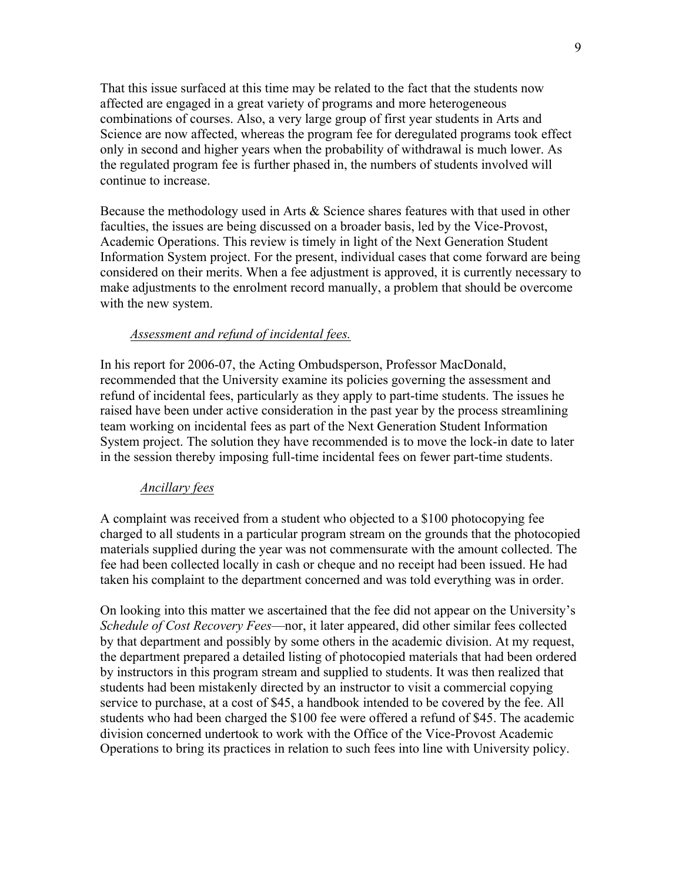That this issue surfaced at this time may be related to the fact that the students now affected are engaged in a great variety of programs and more heterogeneous combinations of courses. Also, a very large group of first year students in Arts and Science are now affected, whereas the program fee for deregulated programs took effect only in second and higher years when the probability of withdrawal is much lower. As the regulated program fee is further phased in, the numbers of students involved will continue to increase.

Because the methodology used in Arts & Science shares features with that used in other faculties, the issues are being discussed on a broader basis, led by the Vice-Provost, Academic Operations. This review is timely in light of the Next Generation Student Information System project. For the present, individual cases that come forward are being considered on their merits. When a fee adjustment is approved, it is currently necessary to make adjustments to the enrolment record manually, a problem that should be overcome with the new system.

*Assessment and refund of incidental fees.*

In his report for 2006-07, the Acting Ombudsperson, Professor MacDonald, recommended that the University examine its policies governing the assessment and refund of incidental fees, particularly as they apply to part-time students. The issues he raised have been under active consideration in the past year by the process streamlining team working on incidental fees as part of the Next Generation Student Information System project. The solution they have recommended is to move the lock-in date to later in the session thereby imposing full-time incidental fees on fewer part-time students.

*Ancillary fees*

A complaint was received from a student who objected to a $100 photocopying fee charged to all students in a particular program stream on the grounds that the photocopied materials supplied during the year was not commensurate with the amount collected. The fee had been collected locally in cash or cheque and no receipt had been issued. He had taken his complaint to the department concerned and was told everything was in order.

On looking into this matter we ascertained that the fee did not appear on the University's *Schedule of Cost Recovery Fees*—nor, it later appeared, did other similar fees collected by that department and possibly by some others in the academic division. At my request, the department prepared a detailed listing of photocopied materials that had been ordered by instructors in this program stream and supplied to students. It was then realized that students had been mistakenly directed by an instructor to visit a commercial copying service to purchase, at a cost of $45, a handbook intended to be covered by the fee. All students who had been charged the $100 fee were offered a refund of $45. The academic division concerned undertook to work with the Office of the Vice-Provost Academic Operations to bring its practices in relation to such fees into line with University policy.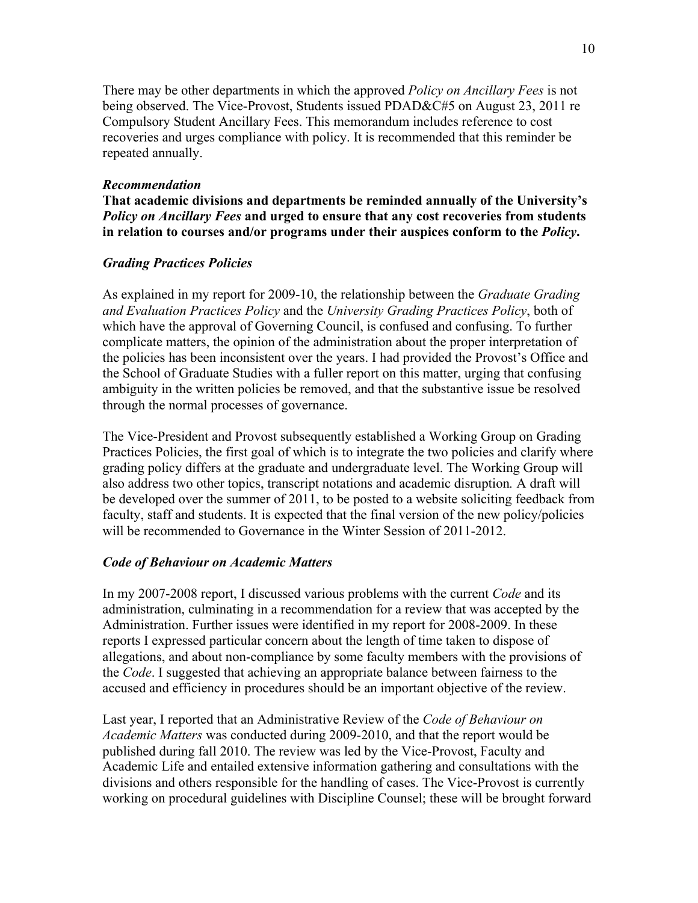There may be other departments in which the approved *Policy on Ancillary Fees* is not being observed. The Vice-Provost, Students issued PDAD&C#5 on August 23, 2011 re Compulsory Student Ancillary Fees. This memorandum includes reference to cost recoveries and urges compliance with policy. It is recommended that this reminder be repeated annually.

***Recommendation***

**That academic divisions and departments be reminded annually of the University's *Policy on Ancillary Fees* and urged to ensure that any cost recoveries from students in relation to courses and/or programs under their auspices conform to the *Policy*.**

### *Grading Practices Policies*

As explained in my report for 2009-10, the relationship between the *Graduate Grading and Evaluation Practices Policy* and the *University Grading Practices Policy*, both of which have the approval of Governing Council, is confused and confusing. To further complicate matters, the opinion of the administration about the proper interpretation of the policies has been inconsistent over the years. I had provided the Provost's Office and the School of Graduate Studies with a fuller report on this matter, urging that confusing ambiguity in the written policies be removed, and that the substantive issue be resolved through the normal processes of governance.

The Vice-President and Provost subsequently established a Working Group on Grading Practices Policies, the first goal of which is to integrate the two policies and clarify where grading policy differs at the graduate and undergraduate level. The Working Group will also address two other topics, transcript notations and academic disruption*.* A draft will be developed over the summer of 2011, to be posted to a website soliciting feedback from faculty, staff and students. It is expected that the final version of the new policy/policies will be recommended to Governance in the Winter Session of 2011-2012.

### *Code of Behaviour on Academic Matters*

In my 2007-2008 report, I discussed various problems with the current *Code* and its administration, culminating in a recommendation for a review that was accepted by the Administration. Further issues were identified in my report for 2008-2009. In these reports I expressed particular concern about the length of time taken to dispose of allegations, and about non-compliance by some faculty members with the provisions of the *Code*. I suggested that achieving an appropriate balance between fairness to the accused and efficiency in procedures should be an important objective of the review.

Last year, I reported that an Administrative Review of the *Code of Behaviour on Academic Matters* was conducted during 2009-2010, and that the report would be published during fall 2010. The review was led by the Vice-Provost, Faculty and Academic Life and entailed extensive information gathering and consultations with the divisions and others responsible for the handling of cases. The Vice-Provost is currently working on procedural guidelines with Discipline Counsel; these will be brought forward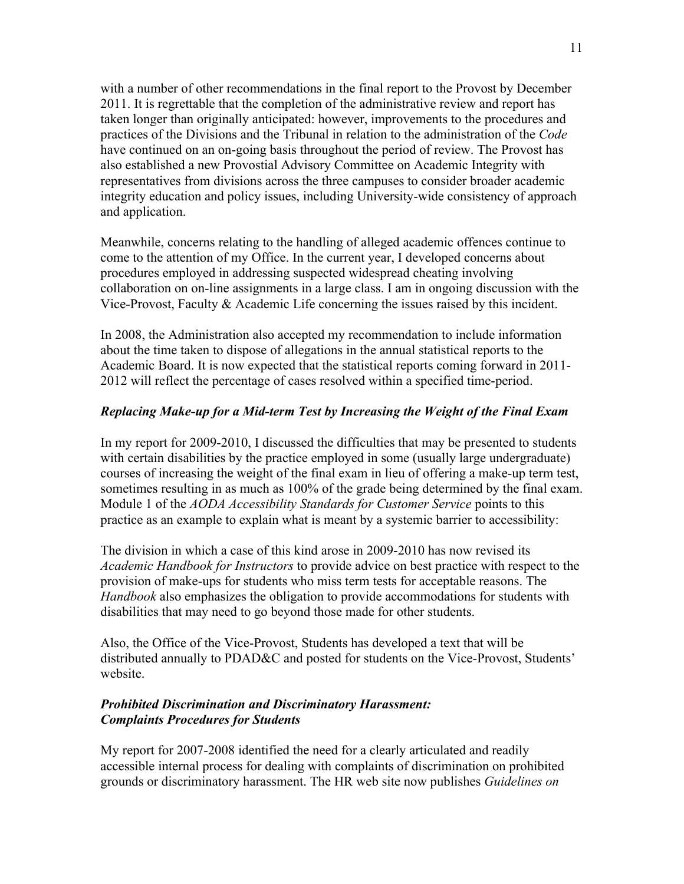with a number of other recommendations in the final report to the Provost by December 2011. It is regrettable that the completion of the administrative review and report has taken longer than originally anticipated: however, improvements to the procedures and practices of the Divisions and the Tribunal in relation to the administration of the *Code* have continued on an on-going basis throughout the period of review. The Provost has also established a new Provostial Advisory Committee on Academic Integrity with representatives from divisions across the three campuses to consider broader academic integrity education and policy issues, including University-wide consistency of approach and application.

Meanwhile, concerns relating to the handling of alleged academic offences continue to come to the attention of my Office. In the current year, I developed concerns about procedures employed in addressing suspected widespread cheating involving collaboration on on-line assignments in a large class. I am in ongoing discussion with the Vice-Provost, Faculty & Academic Life concerning the issues raised by this incident.

In 2008, the Administration also accepted my recommendation to include information about the time taken to dispose of allegations in the annual statistical reports to the Academic Board. It is now expected that the statistical reports coming forward in 2011-2012 will reflect the percentage of cases resolved within a specified time-period.

### *Replacing Make-up for a Mid-term Test by Increasing the Weight of the Final Exam*

In my report for 2009-2010, I discussed the difficulties that may be presented to students with certain disabilities by the practice employed in some (usually large undergraduate) courses of increasing the weight of the final exam in lieu of offering a make-up term test, sometimes resulting in as much as 100% of the grade being determined by the final exam. Module 1 of the *AODA Accessibility Standards for Customer Service* points to this practice as an example to explain what is meant by a systemic barrier to accessibility:

The division in which a case of this kind arose in 2009-2010 has now revised its *Academic Handbook for Instructors* to provide advice on best practice with respect to the provision of make-ups for students who miss term tests for acceptable reasons. The *Handbook* also emphasizes the obligation to provide accommodations for students with disabilities that may need to go beyond those made for other students.

Also, the Office of the Vice-Provost, Students has developed a text that will be distributed annually to PDAD&C and posted for students on the Vice-Provost, Students' website.

### *Prohibited Discrimination and Discriminatory Harassment: Complaints Procedures for Students*

My report for 2007-2008 identified the need for a clearly articulated and readily accessible internal process for dealing with complaints of discrimination on prohibited grounds or discriminatory harassment. The HR web site now publishes *Guidelines on*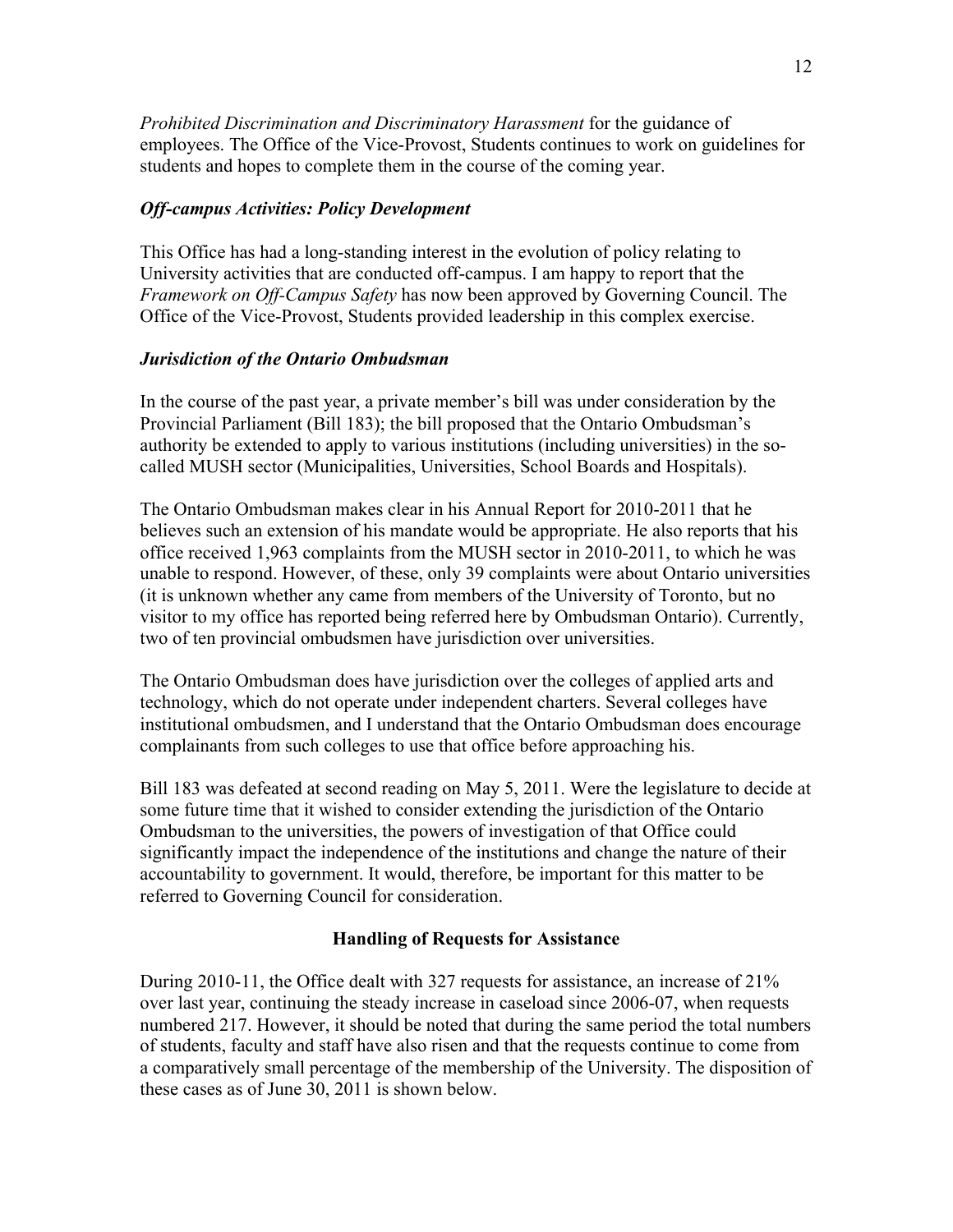*Prohibited Discrimination and Discriminatory Harassment* for the guidance of employees. The Office of the Vice-Provost, Students continues to work on guidelines for students and hopes to complete them in the course of the coming year.

### *Off-campus Activities: Policy Development*

This Office has had a long-standing interest in the evolution of policy relating to University activities that are conducted off-campus. I am happy to report that the *Framework on Off-Campus Safety* has now been approved by Governing Council. The Office of the Vice-Provost, Students provided leadership in this complex exercise.

### *Jurisdiction of the Ontario Ombudsman*

In the course of the past year, a private member's bill was under consideration by the Provincial Parliament (Bill 183); the bill proposed that the Ontario Ombudsman's authority be extended to apply to various institutions (including universities) in the so-called MUSH sector (Municipalities, Universities, School Boards and Hospitals).

The Ontario Ombudsman makes clear in his Annual Report for 2010-2011 that he believes such an extension of his mandate would be appropriate. He also reports that his office received 1,963 complaints from the MUSH sector in 2010-2011, to which he was unable to respond. However, of these, only 39 complaints were about Ontario universities (it is unknown whether any came from members of the University of Toronto, but no visitor to my office has reported being referred here by Ombudsman Ontario). Currently, two of ten provincial ombudsmen have jurisdiction over universities.

The Ontario Ombudsman does have jurisdiction over the colleges of applied arts and technology, which do not operate under independent charters. Several colleges have institutional ombudsmen, and I understand that the Ontario Ombudsman does encourage complainants from such colleges to use that office before approaching his.

Bill 183 was defeated at second reading on May 5, 2011. Were the legislature to decide at some future time that it wished to consider extending the jurisdiction of the Ontario Ombudsman to the universities, the powers of investigation of that Office could significantly impact the independence of the institutions and change the nature of their accountability to government. It would, therefore, be important for this matter to be referred to Governing Council for consideration.

## Handling of Requests for Assistance

During 2010-11, the Office dealt with 327 requests for assistance, an increase of 21% over last year, continuing the steady increase in caseload since 2006-07, when requests numbered 217. However, it should be noted that during the same period the total numbers of students, faculty and staff have also risen and that the requests continue to come from a comparatively small percentage of the membership of the University. The disposition of these cases as of June 30, 2011 is shown below.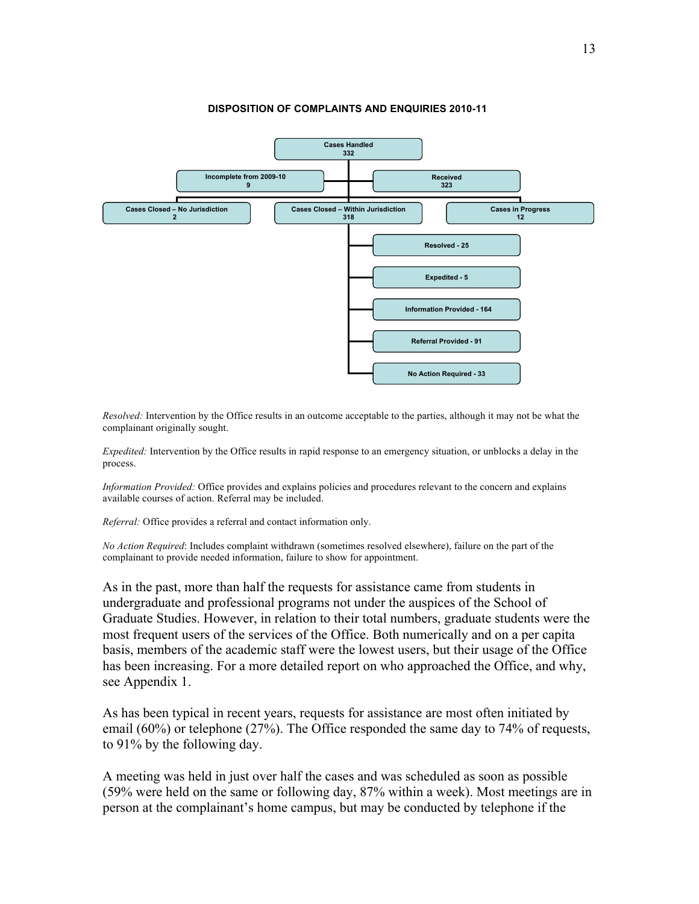**DISPOSITION OF COMPLAINTS AND ENQUIRIES 2010-11**

- **Cases Handled 332**
  - **Incomplete from 2009-10 9**
  - **Received 323**
    - **Cases Closed – No Jurisdiction 2**
    - **Cases Closed – Within Jurisdiction 318**
      - **Resolved - 25**
      - **Expedited - 5**
      - **Information Provided - 164**
      - **Referral Provided - 91**
      - **No Action Required - 33**
    - **Cases in Progress 12**

*Resolved:* Intervention by the Office results in an outcome acceptable to the parties, although it may not be what the complainant originally sought.

*Expedited:* Intervention by the Office results in rapid response to an emergency situation, or unblocks a delay in the process.

*Information Provided:* Office provides and explains policies and procedures relevant to the concern and explains available courses of action. Referral may be included.

*Referral:* Office provides a referral and contact information only.

*No Action Required*: Includes complaint withdrawn (sometimes resolved elsewhere), failure on the part of the complainant to provide needed information, failure to show for appointment.

As in the past, more than half the requests for assistance came from students in undergraduate and professional programs not under the auspices of the School of Graduate Studies. However, in relation to their total numbers, graduate students were the most frequent users of the services of the Office. Both numerically and on a per capita basis, members of the academic staff were the lowest users, but their usage of the Office has been increasing. For a more detailed report on who approached the Office, and why, see Appendix 1.

As has been typical in recent years, requests for assistance are most often initiated by email (60%) or telephone (27%). The Office responded the same day to 74% of requests, to 91% by the following day.

A meeting was held in just over half the cases and was scheduled as soon as possible (59% were held on the same or following day, 87% within a week). Most meetings are in person at the complainant's home campus, but may be conducted by telephone if the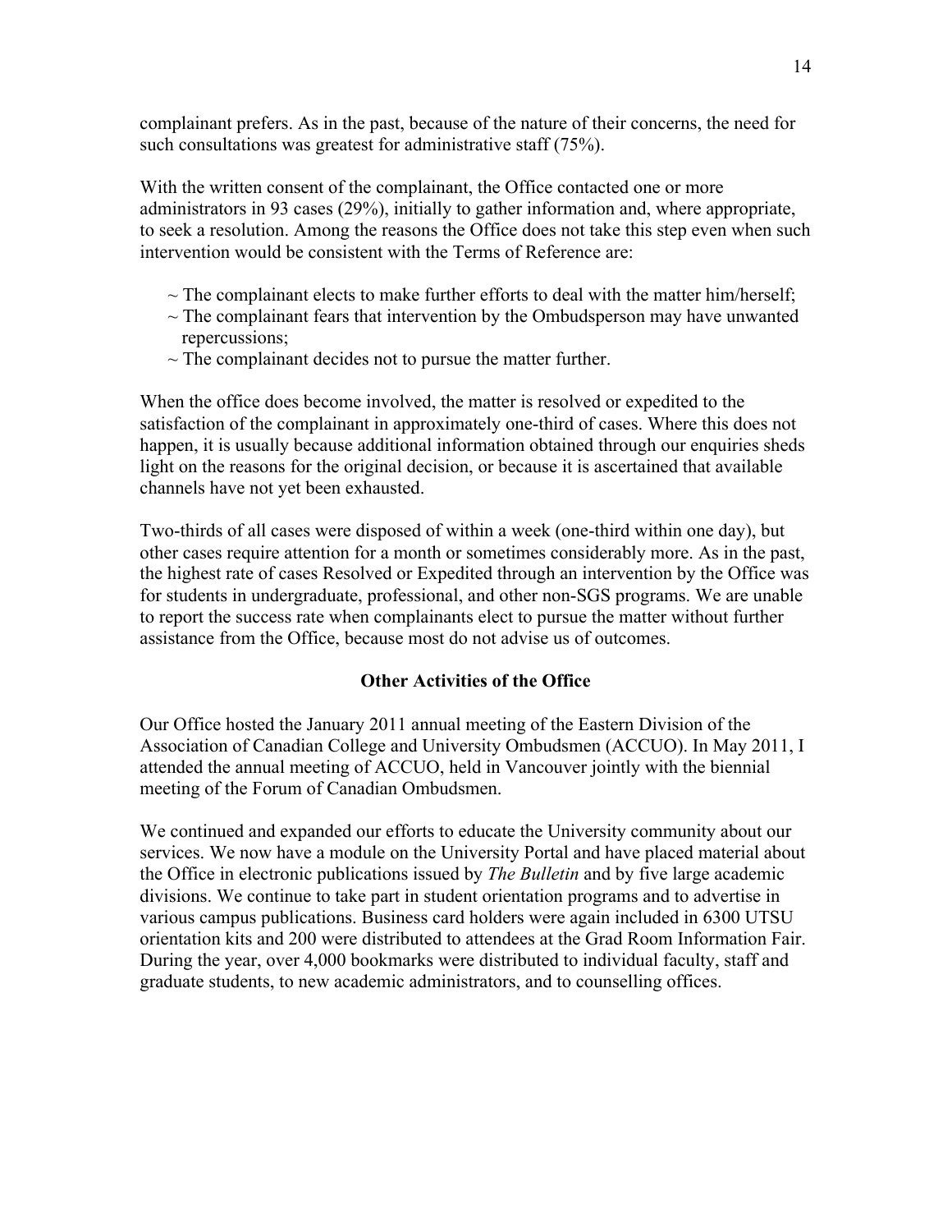complainant prefers. As in the past, because of the nature of their concerns, the need for such consultations was greatest for administrative staff (75%).

With the written consent of the complainant, the Office contacted one or more administrators in 93 cases (29%), initially to gather information and, where appropriate, to seek a resolution. Among the reasons the Office does not take this step even when such intervention would be consistent with the Terms of Reference are:

~ The complainant elects to make further efforts to deal with the matter him/herself;  
~ The complainant fears that intervention by the Ombudsperson may have unwanted repercussions;  
~ The complainant decides not to pursue the matter further.

When the office does become involved, the matter is resolved or expedited to the satisfaction of the complainant in approximately one-third of cases. Where this does not happen, it is usually because additional information obtained through our enquiries sheds light on the reasons for the original decision, or because it is ascertained that available channels have not yet been exhausted.

Two-thirds of all cases were disposed of within a week (one-third within one day), but other cases require attention for a month or sometimes considerably more. As in the past, the highest rate of cases Resolved or Expedited through an intervention by the Office was for students in undergraduate, professional, and other non-SGS programs. We are unable to report the success rate when complainants elect to pursue the matter without further assistance from the Office, because most do not advise us of outcomes.

## Other Activities of the Office

Our Office hosted the January 2011 annual meeting of the Eastern Division of the Association of Canadian College and University Ombudsmen (ACCUO). In May 2011, I attended the annual meeting of ACCUO, held in Vancouver jointly with the biennial meeting of the Forum of Canadian Ombudsmen.

We continued and expanded our efforts to educate the University community about our services. We now have a module on the University Portal and have placed material about the Office in electronic publications issued by *The Bulletin* and by five large academic divisions. We continue to take part in student orientation programs and to advertise in various campus publications. Business card holders were again included in 6300 UTSU orientation kits and 200 were distributed to attendees at the Grad Room Information Fair. During the year, over 4,000 bookmarks were distributed to individual faculty, staff and graduate students, to new academic administrators, and to counselling offices.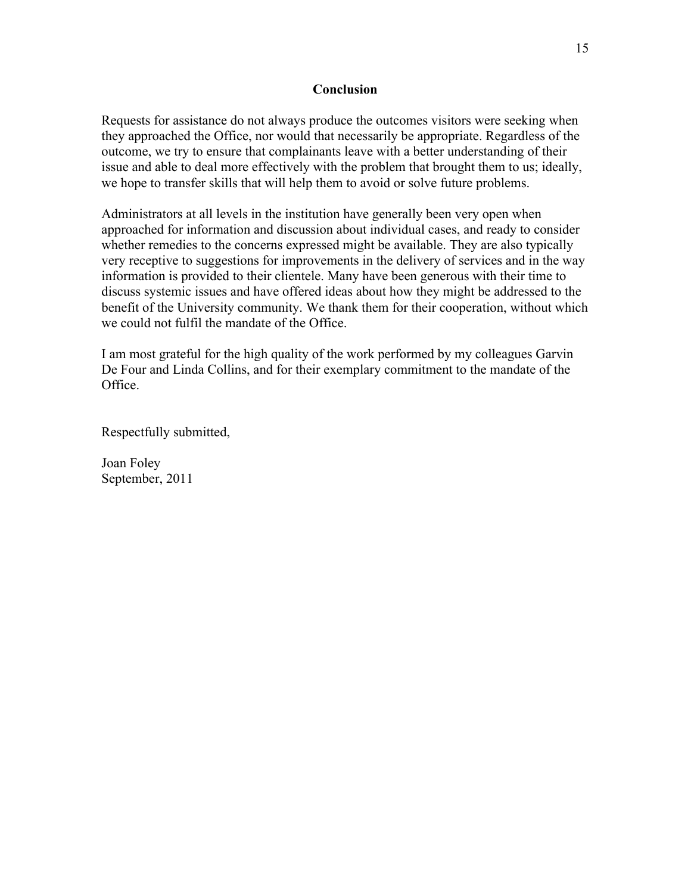## Conclusion

Requests for assistance do not always produce the outcomes visitors were seeking when they approached the Office, nor would that necessarily be appropriate. Regardless of the outcome, we try to ensure that complainants leave with a better understanding of their issue and able to deal more effectively with the problem that brought them to us; ideally, we hope to transfer skills that will help them to avoid or solve future problems.

Administrators at all levels in the institution have generally been very open when approached for information and discussion about individual cases, and ready to consider whether remedies to the concerns expressed might be available. They are also typically very receptive to suggestions for improvements in the delivery of services and in the way information is provided to their clientele. Many have been generous with their time to discuss systemic issues and have offered ideas about how they might be addressed to the benefit of the University community. We thank them for their cooperation, without which we could not fulfil the mandate of the Office.

I am most grateful for the high quality of the work performed by my colleagues Garvin De Four and Linda Collins, and for their exemplary commitment to the mandate of the Office.

Respectfully submitted,

Joan Foley
September, 2011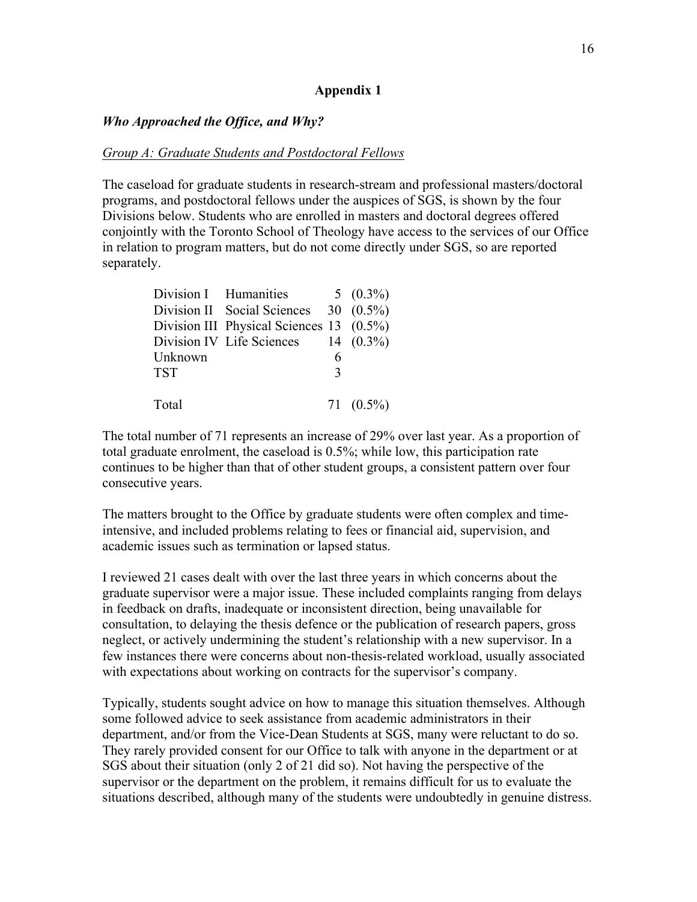## Appendix 1

### *Who Approached the Office, and Why?*

<u>*Group A: Graduate Students and Postdoctoral Fellows*</u>

The caseload for graduate students in research-stream and professional masters/doctoral programs, and postdoctoral fellows under the auspices of SGS, is shown by the four Divisions below. Students who are enrolled in masters and doctoral degrees offered conjointly with the Toronto School of Theology have access to the services of our Office in relation to program matters, but do not come directly under SGS, so are reported separately.

| | | | |
|---|---|---|---|
| Division I | Humanities | 5 | (0.3%) |
| Division II | Social Sciences | 30 | (0.5%) |
| Division III | Physical Sciences | 13 | (0.5%) |
| Division IV | Life Sciences | 14 | (0.3%) |
| Unknown | | 6 | |
| TST | | 3 | |
| Total | | 71 | (0.5%) |

The total number of 71 represents an increase of 29% over last year. As a proportion of total graduate enrolment, the caseload is 0.5%; while low, this participation rate continues to be higher than that of other student groups, a consistent pattern over four consecutive years.

The matters brought to the Office by graduate students were often complex and time-intensive, and included problems relating to fees or financial aid, supervision, and academic issues such as termination or lapsed status.

I reviewed 21 cases dealt with over the last three years in which concerns about the graduate supervisor were a major issue. These included complaints ranging from delays in feedback on drafts, inadequate or inconsistent direction, being unavailable for consultation, to delaying the thesis defence or the publication of research papers, gross neglect, or actively undermining the student's relationship with a new supervisor. In a few instances there were concerns about non-thesis-related workload, usually associated with expectations about working on contracts for the supervisor's company.

Typically, students sought advice on how to manage this situation themselves. Although some followed advice to seek assistance from academic administrators in their department, and/or from the Vice-Dean Students at SGS, many were reluctant to do so. They rarely provided consent for our Office to talk with anyone in the department or at SGS about their situation (only 2 of 21 did so). Not having the perspective of the supervisor or the department on the problem, it remains difficult for us to evaluate the situations described, although many of the students were undoubtedly in genuine distress.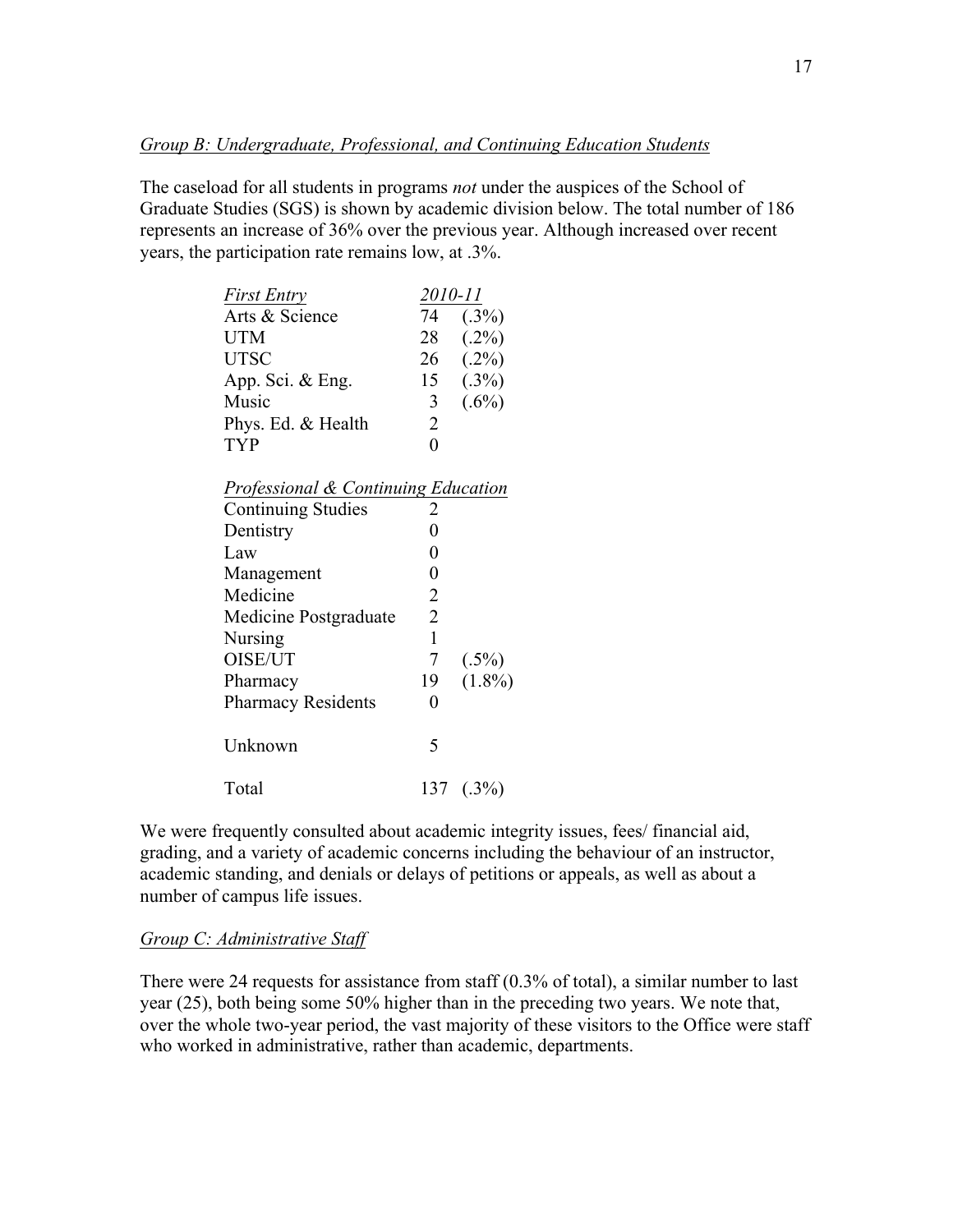*Group B: Undergraduate, Professional, and Continuing Education Students*

The caseload for all students in programs *not* under the auspices of the School of Graduate Studies (SGS) is shown by academic division below. The total number of 186 represents an increase of 36% over the previous year. Although increased over recent years, the participation rate remains low, at .3%.

| *First Entry* | *2010-11* | |
|---|---|---|
| Arts & Science | 74 | (.3%) |
| UTM | 28 | (.2%) |
| UTSC | 26 | (.2%) |
| App. Sci. & Eng. | 15 | (.3%) |
| Music | 3 | (.6%) |
| Phys. Ed. & Health | 2 | |
| TYP | 0 | |
| *Professional & Continuing Education* | | |
| Continuing Studies | 2 | |
| Dentistry | 0 | |
| Law | 0 | |
| Management | 0 | |
| Medicine | 2 | |
| Medicine Postgraduate | 2 | |
| Nursing | 1 | |
| OISE/UT | 7 | (.5%) |
| Pharmacy | 19 | (1.8%) |
| Pharmacy Residents | 0 | |
| Unknown | 5 | |
| Total | 137 | (.3%) |

We were frequently consulted about academic integrity issues, fees/ financial aid, grading, and a variety of academic concerns including the behaviour of an instructor, academic standing, and denials or delays of petitions or appeals, as well as about a number of campus life issues.

*Group C: Administrative Staff*

There were 24 requests for assistance from staff (0.3% of total), a similar number to last year (25), both being some 50% higher than in the preceding two years. We note that, over the whole two-year period, the vast majority of these visitors to the Office were staff who worked in administrative, rather than academic, departments.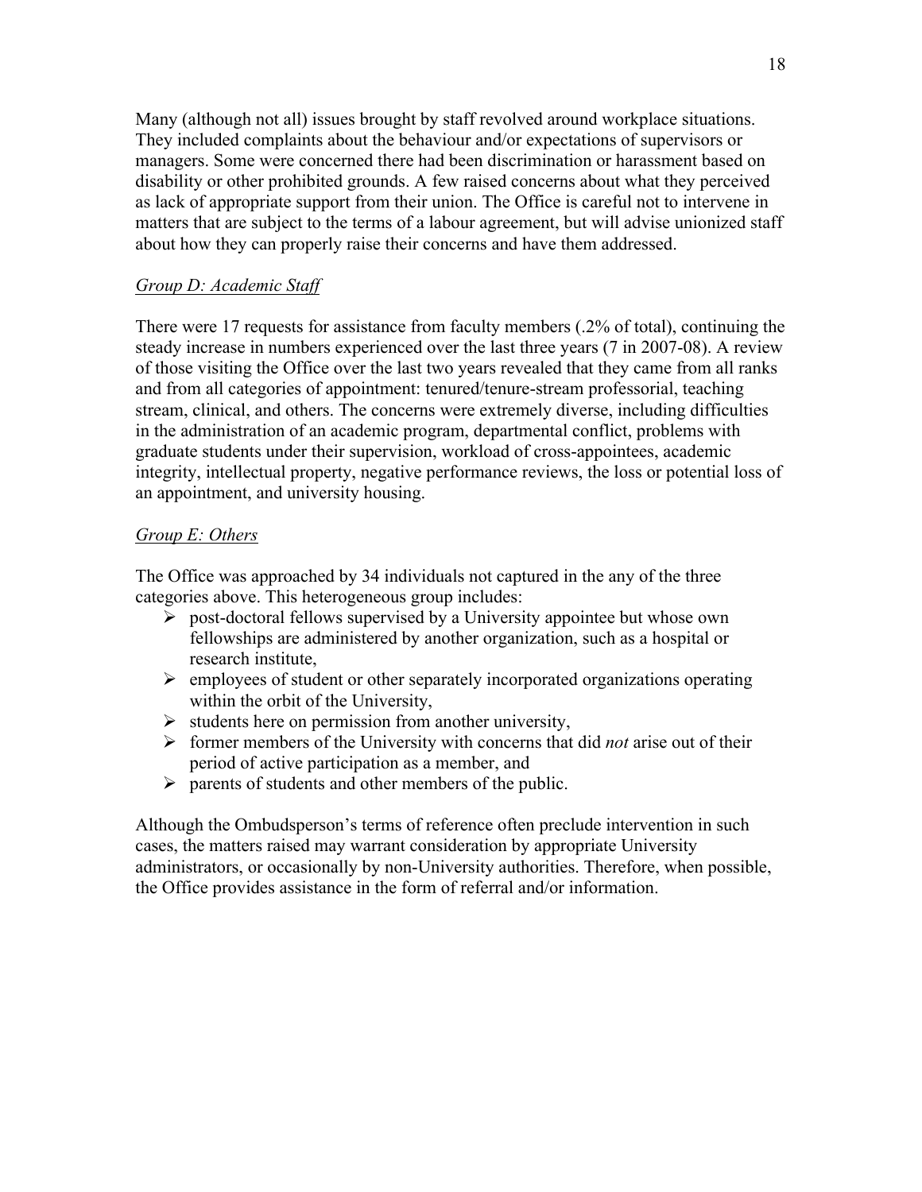Many (although not all) issues brought by staff revolved around workplace situations. They included complaints about the behaviour and/or expectations of supervisors or managers. Some were concerned there had been discrimination or harassment based on disability or other prohibited grounds. A few raised concerns about what they perceived as lack of appropriate support from their union. The Office is careful not to intervene in matters that are subject to the terms of a labour agreement, but will advise unionized staff about how they can properly raise their concerns and have them addressed.

*Group D: Academic Staff*

There were 17 requests for assistance from faculty members (.2% of total), continuing the steady increase in numbers experienced over the last three years (7 in 2007-08). A review of those visiting the Office over the last two years revealed that they came from all ranks and from all categories of appointment: tenured/tenure-stream professorial, teaching stream, clinical, and others. The concerns were extremely diverse, including difficulties in the administration of an academic program, departmental conflict, problems with graduate students under their supervision, workload of cross-appointees, academic integrity, intellectual property, negative performance reviews, the loss or potential loss of an appointment, and university housing.

*Group E: Others*

The Office was approached by 34 individuals not captured in the any of the three categories above. This heterogeneous group includes:

- post-doctoral fellows supervised by a University appointee but whose own fellowships are administered by another organization, such as a hospital or research institute,
- employees of student or other separately incorporated organizations operating within the orbit of the University,
- students here on permission from another university,
- former members of the University with concerns that did *not* arise out of their period of active participation as a member, and
- parents of students and other members of the public.

Although the Ombudsperson's terms of reference often preclude intervention in such cases, the matters raised may warrant consideration by appropriate University administrators, or occasionally by non-University authorities. Therefore, when possible, the Office provides assistance in the form of referral and/or information.